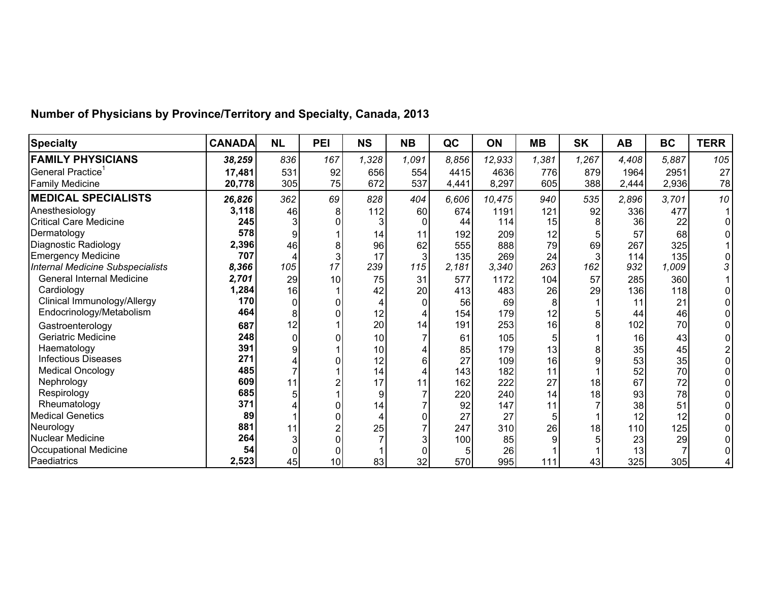**Number of Physicians by Province/Territory and Specialty, Canada, 2013**

| Specialty | CANADA | NL | PEI | NS | NB | QC | ON | MB | SK | AB | BC | TERR |
|---|---|---|---|---|---|---|---|---|---|---|---|---|
| **FAMILY PHYSICIANS** | ***38,259*** | *836* | *167* | *1,328* | *1,091* | *8,856* | *12,933* | *1,381* | *1,267* | *4,408* | *5,887* | *105* |
| General Practice[1] | **17,481** | 531 | 92 | 656 | 554 | 4415 | 4636 | 776 | 879 | 1964 | 2951 | 27 |
| Family Medicine | **20,778** | 305 | 75 | 672 | 537 | 4,441 | 8,297 | 605 | 388 | 2,444 | 2,936 | 78 |
| **MEDICAL SPECIALISTS** | ***26,826*** | *362* | *69* | *828* | *404* | *6,606* | *10,475* | *940* | *535* | *2,896* | *3,701* | *10* |
| Anesthesiology | **3,118** | 46 | 8 | 112 | 60 | 674 | 1191 | 121 | 92 | 336 | 477 | 1 |
| Critical Care Medicine | **245** | 3 | 0 | 3 | 0 | 44 | 114 | 15 | 8 | 36 | 22 | 0 |
| Dermatology | **578** | 9 | 1 | 14 | 11 | 192 | 209 | 12 | 5 | 57 | 68 | 0 |
| Diagnostic Radiology | **2,396** | 46 | 8 | 96 | 62 | 555 | 888 | 79 | 69 | 267 | 325 | 1 |
| Emergency Medicine | **707** | 4 | 3 | 17 | 3 | 135 | 269 | 24 | 3 | 114 | 135 | 0 |
| *Internal Medicine Subspecialists* | ***8,366*** | *105* | *17* | *239* | *115* | *2,181* | *3,340* | *263* | *162* | *932* | *1,009* | *3* |
| General Internal Medicine | ***2,701*** | 29 | 10 | 75 | 31 | 577 | 1172 | 104 | 57 | 285 | 360 | 1 |
| Cardiology | **1,284** | 16 | 1 | 42 | 20 | 413 | 483 | 26 | 29 | 136 | 118 | 0 |
| Clinical Immunology/Allergy | **170** | 0 | 0 | 4 | 0 | 56 | 69 | 8 | 1 | 11 | 21 | 0 |
| Endocrinology/Metabolism | **464** | 8 | 0 | 12 | 4 | 154 | 179 | 12 | 5 | 44 | 46 | 0 |
| Gastroenterology | **687** | 12 | 1 | 20 | 14 | 191 | 253 | 16 | 8 | 102 | 70 | 0 |
| Geriatric Medicine | **248** | 0 | 0 | 10 | 7 | 61 | 105 | 5 | 1 | 16 | 43 | 0 |
| Haematology | **391** | 9 | 1 | 10 | 4 | 85 | 179 | 13 | 8 | 35 | 45 | 2 |
| Infectious Diseases | **271** | 4 | 0 | 12 | 6 | 27 | 109 | 16 | 9 | 53 | 35 | 0 |
| Medical Oncology | **485** | 7 | 1 | 14 | 4 | 143 | 182 | 11 | 1 | 52 | 70 | 0 |
| Nephrology | **609** | 11 | 2 | 17 | 11 | 162 | 222 | 27 | 18 | 67 | 72 | 0 |
| Respirology | **685** | 5 | 1 | 9 | 7 | 220 | 240 | 14 | 18 | 93 | 78 | 0 |
| Rheumatology | **371** | 4 | 0 | 14 | 7 | 92 | 147 | 11 | 7 | 38 | 51 | 0 |
| Medical Genetics | **89** | 1 | 0 | 4 | 0 | 27 | 27 | 5 | 1 | 12 | 12 | 0 |
| Neurology | **881** | 11 | 2 | 25 | 7 | 247 | 310 | 26 | 18 | 110 | 125 | 0 |
| Nuclear Medicine | **264** | 3 | 0 | 7 | 3 | 100 | 85 | 9 | 5 | 23 | 29 | 0 |
| Occupational Medicine | **54** | 0 | 0 | 1 | 0 | 5 | 26 | 1 | 1 | 13 | 7 | 0 |
| Paediatrics | **2,523** | 45 | 10 | 83 | 32 | 570 | 995 | 111 | 43 | 325 | 305 | 4 |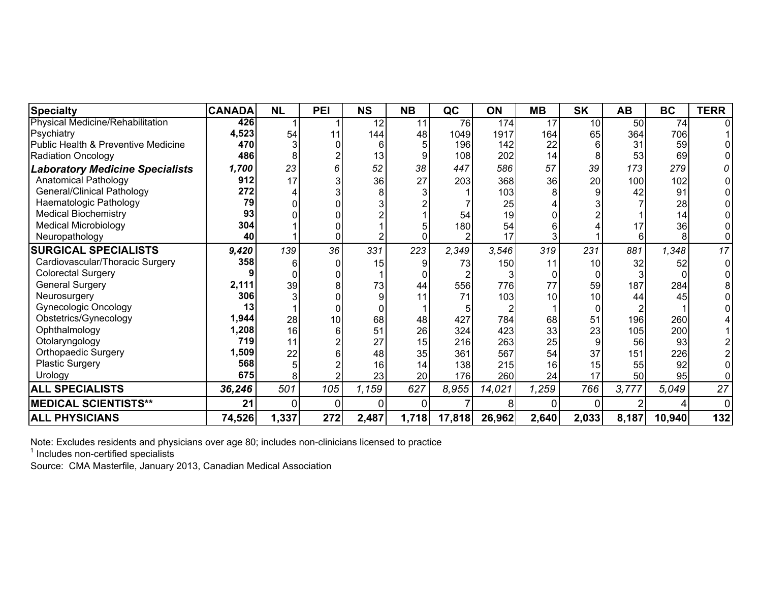| Specialty | CANADA | NL | PEI | NS | NB | QC | ON | MB | SK | AB | BC | TERR |
|---|---|---|---|---|---|---|---|---|---|---|---|---|
| Physical Medicine/Rehabilitation | **426** | 1 | 1 | 12 | 11 | 76 | 174 | 17 | 10 | 50 | 74 | 0 |
| Psychiatry | **4,523** | 54 | 11 | 144 | 48 | 1049 | 1917 | 164 | 65 | 364 | 706 | 1 |
| Public Health & Preventive Medicine | **470** | 3 | 0 | 6 | 5 | 196 | 142 | 22 | 6 | 31 | 59 | 0 |
| Radiation Oncology | **486** | 8 | 2 | 13 | 9 | 108 | 202 | 14 | 8 | 53 | 69 | 0 |
| ***Laboratory Medicine Specialists*** | ***1,700*** | *23* | *6* | *52* | *38* | *447* | *586* | *57* | *39* | *173* | *279* | *0* |
| Anatomical Pathology | **912** | 17 | 3 | 36 | 27 | 203 | 368 | 36 | 20 | 100 | 102 | 0 |
| General/Clinical Pathology | **272** | 4 | 3 | 8 | 3 | 1 | 103 | 8 | 9 | 42 | 91 | 0 |
| Haematologic Pathology | **79** | 0 | 0 | 3 | 2 | 7 | 25 | 4 | 3 | 7 | 28 | 0 |
| Medical Biochemistry | **93** | 0 | 0 | 2 | 1 | 54 | 19 | 0 | 2 | 1 | 14 | 0 |
| Medical Microbiology | **304** | 1 | 0 | 1 | 5 | 180 | 54 | 6 | 4 | 17 | 36 | 0 |
| Neuropathology | **40** | 1 | 0 | 2 | 0 | 2 | 17 | 3 | 1 | 6 | 8 | 0 |
| **SURGICAL SPECIALISTS** | ***9,420*** | *139* | *36* | *331* | *223* | *2,349* | *3,546* | *319* | *231* | *881* | *1,348* | *17* |
| Cardiovascular/Thoracic Surgery | **358** | 6 | 0 | 15 | 9 | 73 | 150 | 11 | 10 | 32 | 52 | 0 |
| Colorectal Surgery | **9** | 0 | 0 | 1 | 0 | 2 | 3 | 0 | 0 | 3 | 0 | 0 |
| General Surgery | **2,111** | 39 | 8 | 73 | 44 | 556 | 776 | 77 | 59 | 187 | 284 | 8 |
| Neurosurgery | **306** | 3 | 0 | 9 | 11 | 71 | 103 | 10 | 10 | 44 | 45 | 0 |
| Gynecologic Oncology | **13** | 1 | 0 | 0 | 1 | 5 | 2 | 1 | 0 | 2 | 1 | 0 |
| Obstetrics/Gynecology | **1,944** | 28 | 10 | 68 | 48 | 427 | 784 | 68 | 51 | 196 | 260 | 4 |
| Ophthalmology | **1,208** | 16 | 6 | 51 | 26 | 324 | 423 | 33 | 23 | 105 | 200 | 1 |
| Otolaryngology | **719** | 11 | 2 | 27 | 15 | 216 | 263 | 25 | 9 | 56 | 93 | 2 |
| Orthopaedic Surgery | **1,509** | 22 | 6 | 48 | 35 | 361 | 567 | 54 | 37 | 151 | 226 | 2 |
| Plastic Surgery | **568** | 5 | 2 | 16 | 14 | 138 | 215 | 16 | 15 | 55 | 92 | 0 |
| Urology | **675** | 8 | 2 | 23 | 20 | 176 | 260 | 24 | 17 | 50 | 95 | 0 |
| **ALL SPECIALISTS** | ***36,246*** | *501* | *105* | *1,159* | *627* | *8,955* | *14,021* | *1,259* | *766* | *3,777* | *5,049* | *27* |
| **MEDICAL SCIENTISTS**** | **21** | 0 | 0 | 0 | 0 | 7 | 8 | 0 | 0 | 2 | 4 | 0 |
| **ALL PHYSICIANS** | **74,526** | **1,337** | **272** | **2,487** | **1,718** | **17,818** | **26,962** | **2,640** | **2,033** | **8,187** | **10,940** | **132** |

Note: Excludes residents and physicians over age 80; includes non-clinicians licensed to practice

[1] Includes non-certified specialists

Source: CMA Masterfile, January 2013, Canadian Medical Association